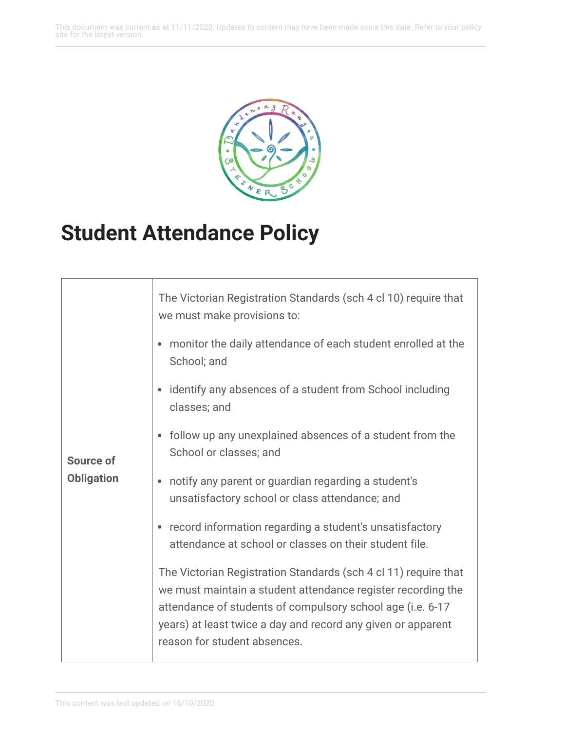# Student Attendance Policy

| | |
|---|---|
| **Source of Obligation** | The Victorian Registration Standards (sch 4 cl 10) require that we must make provisions to:<br><br>• monitor the daily attendance of each student enrolled at the School; and<br>• identify any absences of a student from School including classes; and<br>• follow up any unexplained absences of a student from the School or classes; and<br>• notify any parent or guardian regarding a student's unsatisfactory school or class attendance; and<br>• record information regarding a student's unsatisfactory attendance at school or classes on their student file.<br><br>The Victorian Registration Standards (sch 4 cl 11) require that we must maintain a student attendance register recording the attendance of students of compulsory school age (i.e. 6-17 years) at least twice a day and record any given or apparent reason for student absences. |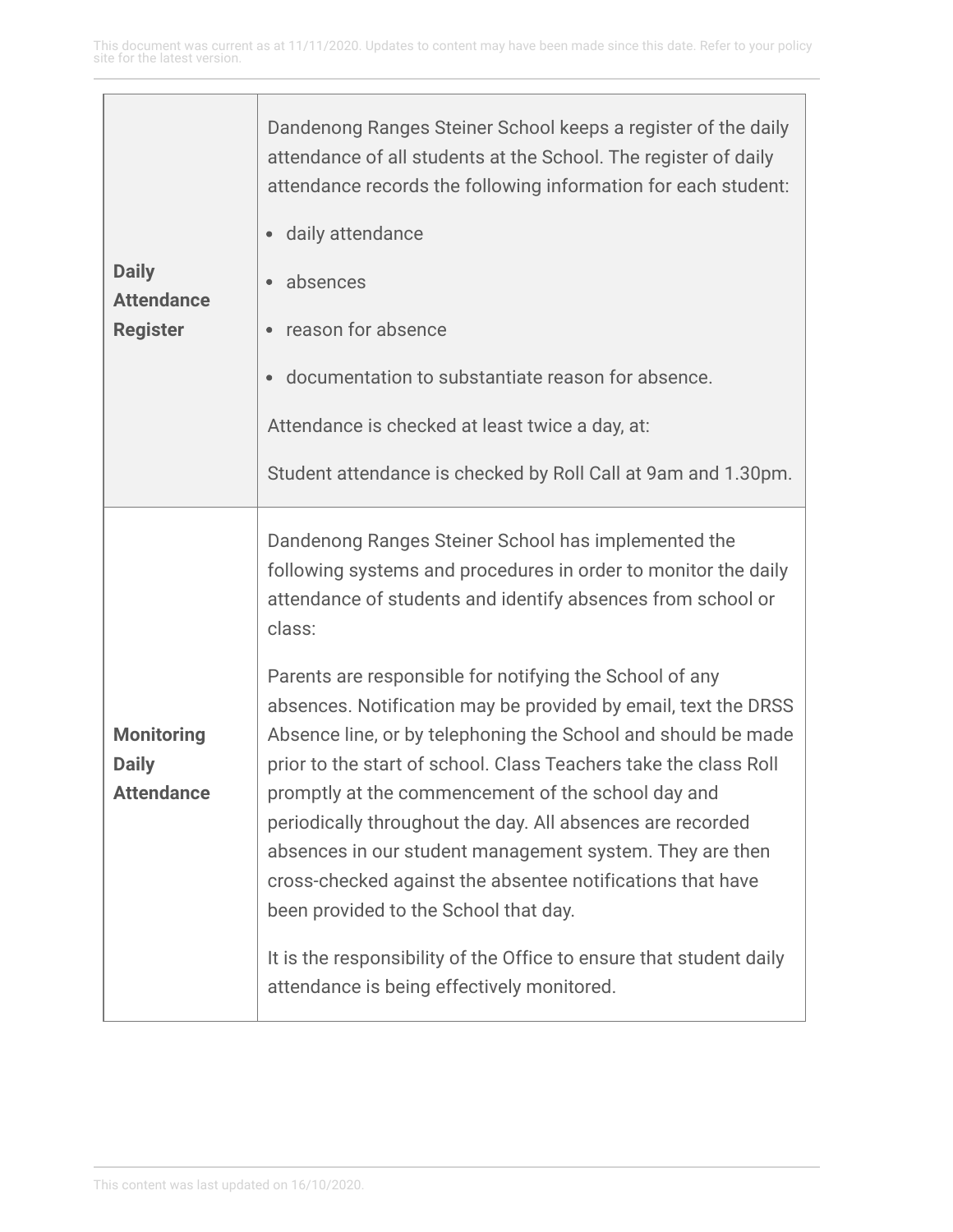| | |
|---|---|
| **Daily Attendance Register** | Dandenong Ranges Steiner School keeps a register of the daily attendance of all students at the School. The register of daily attendance records the following information for each student:<br><br>• daily attendance<br>• absences<br>• reason for absence<br>• documentation to substantiate reason for absence.<br><br>Attendance is checked at least twice a day, at:<br><br>Student attendance is checked by Roll Call at 9am and 1.30pm. |
| **Monitoring Daily Attendance** | Dandenong Ranges Steiner School has implemented the following systems and procedures in order to monitor the daily attendance of students and identify absences from school or class:<br><br>Parents are responsible for notifying the School of any absences. Notification may be provided by email, text the DRSS Absence line, or by telephoning the School and should be made prior to the start of school. Class Teachers take the class Roll promptly at the commencement of the school day and periodically throughout the day. All absences are recorded absences in our student management system. They are then cross-checked against the absentee notifications that have been provided to the School that day.<br><br>It is the responsibility of the Office to ensure that student daily attendance is being effectively monitored. |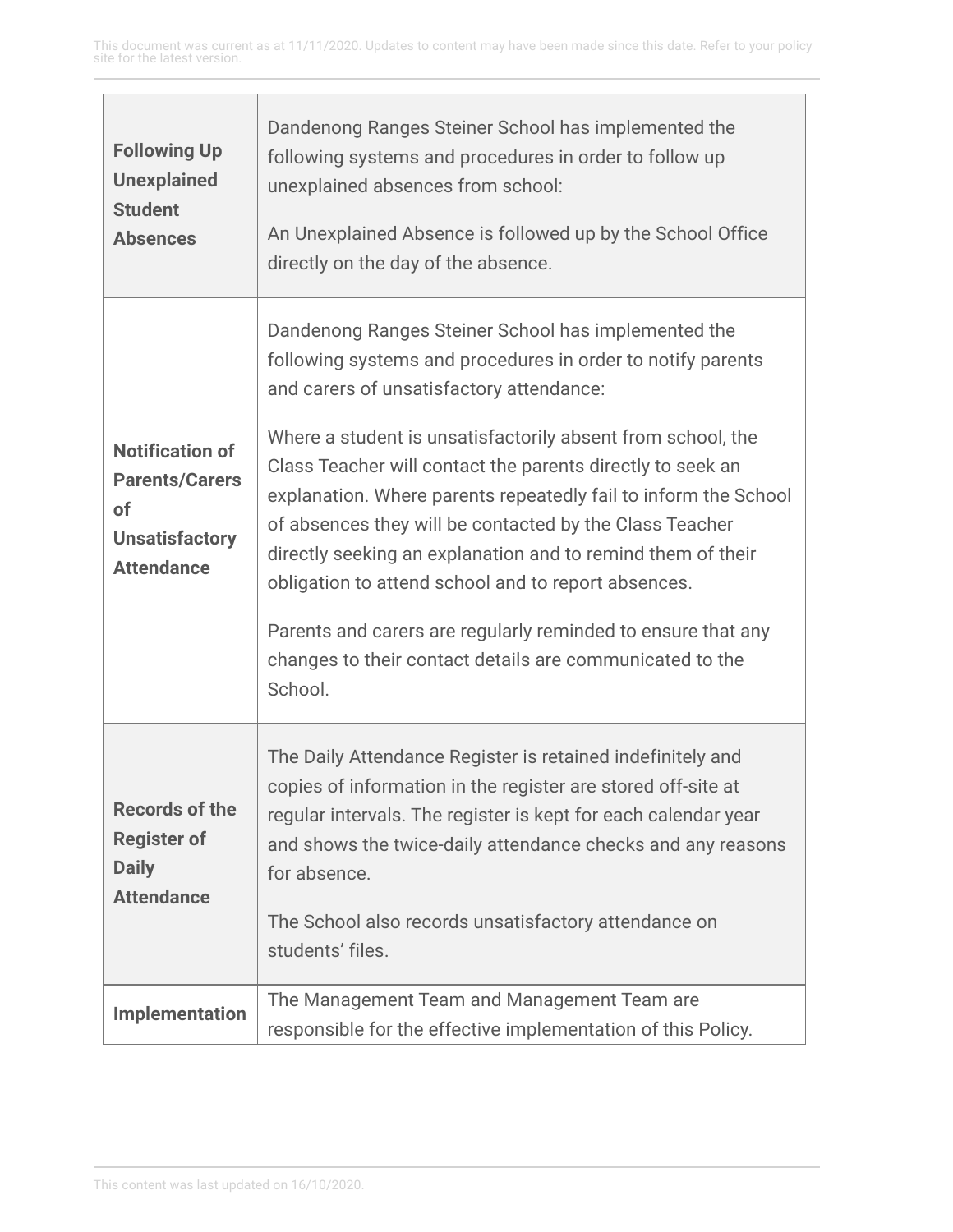| | |
|---|---|
| **Following Up Unexplained Student Absences** | Dandenong Ranges Steiner School has implemented the following systems and procedures in order to follow up unexplained absences from school:<br><br>An Unexplained Absence is followed up by the School Office directly on the day of the absence. |
| **Notification of Parents/Carers of Unsatisfactory Attendance** | Dandenong Ranges Steiner School has implemented the following systems and procedures in order to notify parents and carers of unsatisfactory attendance:<br><br>Where a student is unsatisfactorily absent from school, the Class Teacher will contact the parents directly to seek an explanation. Where parents repeatedly fail to inform the School of absences they will be contacted by the Class Teacher directly seeking an explanation and to remind them of their obligation to attend school and to report absences.<br><br>Parents and carers are regularly reminded to ensure that any changes to their contact details are communicated to the School. |
| **Records of the Register of Daily Attendance** | The Daily Attendance Register is retained indefinitely and copies of information in the register are stored off-site at regular intervals. The register is kept for each calendar year and shows the twice-daily attendance checks and any reasons for absence.<br><br>The School also records unsatisfactory attendance on students' files. |
| **Implementation** | The Management Team and Management Team are responsible for the effective implementation of this Policy. |